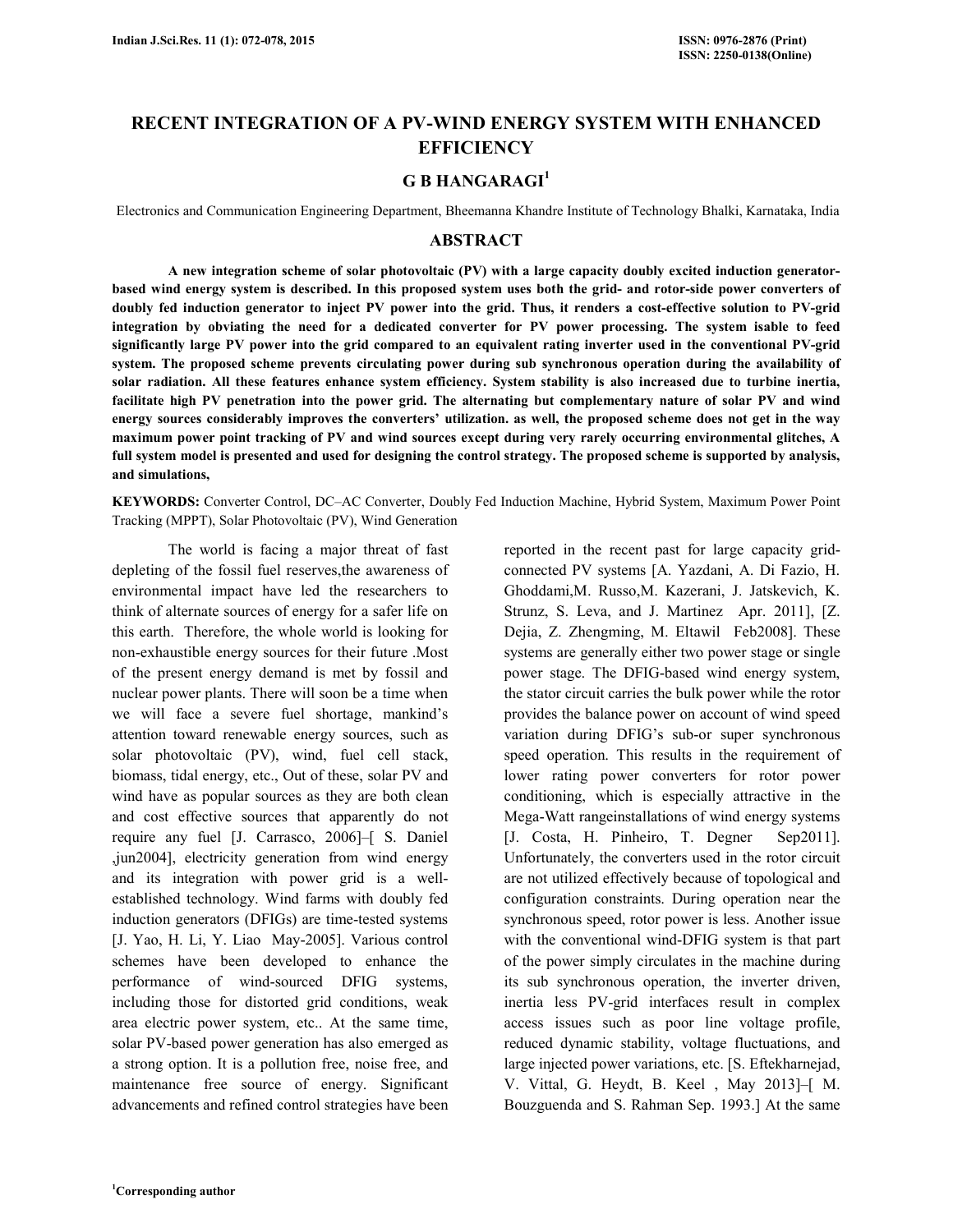# RECENT INTEGRATION OF A PV-WIND ENERGY SYSTEM WITH ENHANCED EFFICIENCY

## G B HANGARAGI[1]

Electronics and Communication Engineering Department, Bheemanna Khandre Institute of Technology Bhalki, Karnataka, India

## ABSTRACT

**A new integration scheme of solar photovoltaic (PV) with a large capacity doubly excited induction generator-based wind energy system is described. In this proposed system uses both the grid- and rotor-side power converters of doubly fed induction generator to inject PV power into the grid. Thus, it renders a cost-effective solution to PV-grid integration by obviating the need for a dedicated converter for PV power processing. The system isable to feed significantly large PV power into the grid compared to an equivalent rating inverter used in the conventional PV-grid system. The proposed scheme prevents circulating power during sub synchronous operation during the availability of solar radiation. All these features enhance system efficiency. System stability is also increased due to turbine inertia, facilitate high PV penetration into the power grid. The alternating but complementary nature of solar PV and wind energy sources considerably improves the converters' utilization. as well, the proposed scheme does not get in the way maximum power point tracking of PV and wind sources except during very rarely occurring environmental glitches, A full system model is presented and used for designing the control strategy. The proposed scheme is supported by analysis, and simulations,**

**KEYWORDS:** Converter Control, DC–AC Converter, Doubly Fed Induction Machine, Hybrid System, Maximum Power Point Tracking (MPPT), Solar Photovoltaic (PV), Wind Generation

The world is facing a major threat of fast depleting of the fossil fuel reserves,the awareness of environmental impact have led the researchers to think of alternate sources of energy for a safer life on this earth. Therefore, the whole world is looking for non-exhaustible energy sources for their future .Most of the present energy demand is met by fossil and nuclear power plants. There will soon be a time when we will face a severe fuel shortage, mankind's attention toward renewable energy sources, such as solar photovoltaic (PV), wind, fuel cell stack, biomass, tidal energy, etc., Out of these, solar PV and wind have as popular sources as they are both clean and cost effective sources that apparently do not require any fuel [J. Carrasco, 2006]–[ S. Daniel ,jun2004], electricity generation from wind energy and its integration with power grid is a well-established technology. Wind farms with doubly fed induction generators (DFIGs) are time-tested systems [J. Yao, H. Li, Y. Liao May-2005]. Various control schemes have been developed to enhance the performance of wind-sourced DFIG systems, including those for distorted grid conditions, weak area electric power system, etc.. At the same time, solar PV-based power generation has also emerged as a strong option. It is a pollution free, noise free, and maintenance free source of energy. Significant advancements and refined control strategies have been reported in the recent past for large capacity grid-connected PV systems [A. Yazdani, A. Di Fazio, H. Ghoddami,M. Russo,M. Kazerani, J. Jatskevich, K. Strunz, S. Leva, and J. Martinez Apr. 2011], [Z. Dejia, Z. Zhengming, M. Eltawil Feb2008]. These systems are generally either two power stage or single power stage. The DFIG-based wind energy system, the stator circuit carries the bulk power while the rotor provides the balance power on account of wind speed variation during DFIG's sub-or super synchronous speed operation. This results in the requirement of lower rating power converters for rotor power conditioning, which is especially attractive in the Mega-Watt rangeinstallations of wind energy systems [J. Costa, H. Pinheiro, T. Degner Sep2011]. Unfortunately, the converters used in the rotor circuit are not utilized effectively because of topological and configuration constraints. During operation near the synchronous speed, rotor power is less. Another issue with the conventional wind-DFIG system is that part of the power simply circulates in the machine during its sub synchronous operation, the inverter driven, inertia less PV-grid interfaces result in complex access issues such as poor line voltage profile, reduced dynamic stability, voltage fluctuations, and large injected power variations, etc. [S. Eftekharnejad, V. Vittal, G. Heydt, B. Keel , May 2013]–[ M. Bouzguenda and S. Rahman Sep. 1993.] At the same

[1]Corresponding author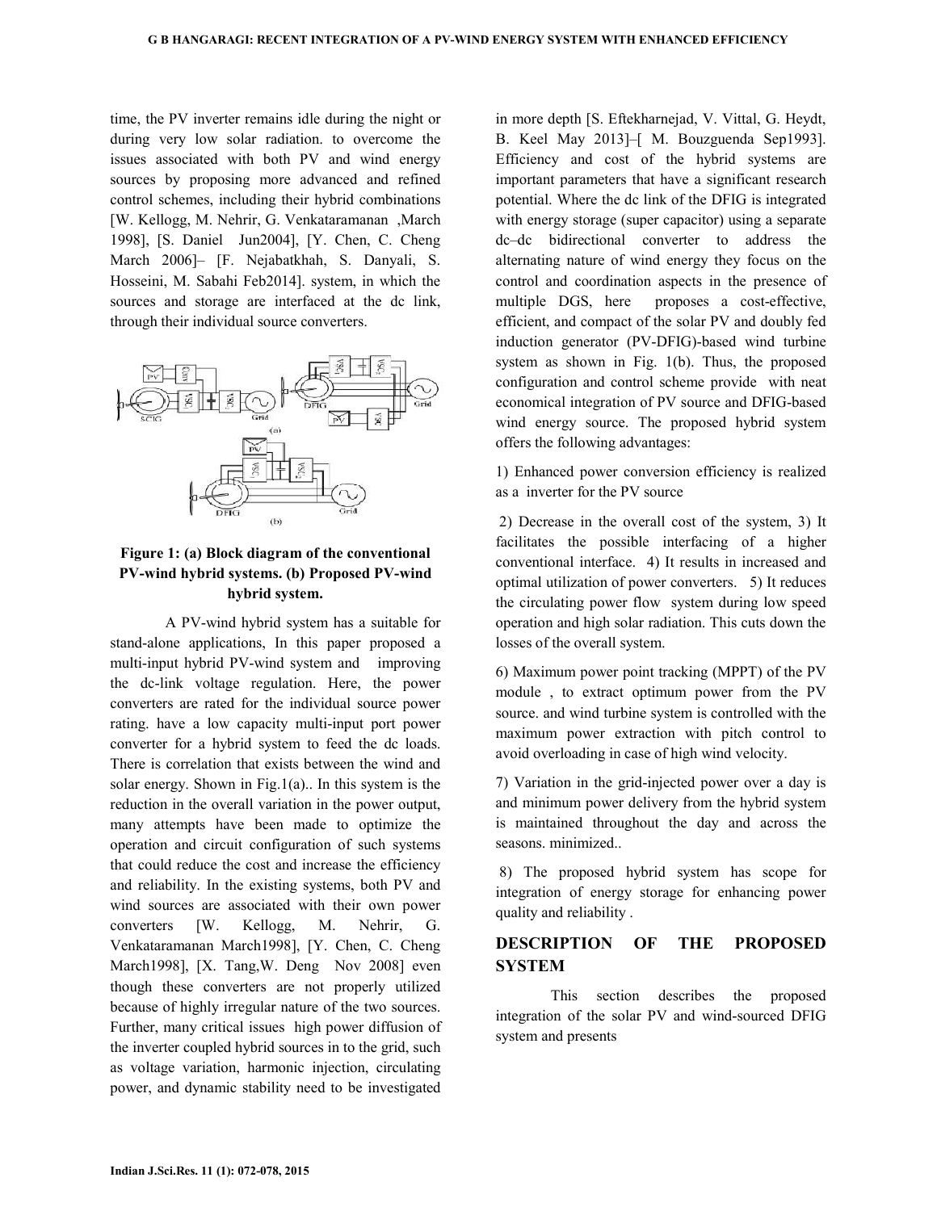time, the PV inverter remains idle during the night or during very low solar radiation. to overcome the issues associated with both PV and wind energy sources by proposing more advanced and refined control schemes, including their hybrid combinations [W. Kellogg, M. Nehrir, G. Venkataramanan ,March 1998], [S. Daniel Jun2004], [Y. Chen, C. Cheng March 2006]– [F. Nejabatkhah, S. Danyali, S. Hosseini, M. Sabahi Feb2014]. system, in which the sources and storage are interfaced at the dc link, through their individual source converters.

**Figure 1: (a) Block diagram of the conventional PV-wind hybrid systems. (b) Proposed PV-wind hybrid system.**

A PV-wind hybrid system has a suitable for stand-alone applications, In this paper proposed a multi-input hybrid PV-wind system and improving the dc-link voltage regulation. Here, the power converters are rated for the individual source power rating. have a low capacity multi-input port power converter for a hybrid system to feed the dc loads. There is correlation that exists between the wind and solar energy. Shown in Fig.1(a).. In this system is the reduction in the overall variation in the power output, many attempts have been made to optimize the operation and circuit configuration of such systems that could reduce the cost and increase the efficiency and reliability. In the existing systems, both PV and wind sources are associated with their own power converters [W. Kellogg, M. Nehrir, G. Venkataramanan March1998], [Y. Chen, C. Cheng March1998], [X. Tang,W. Deng Nov 2008] even though these converters are not properly utilized because of highly irregular nature of the two sources. Further, many critical issues high power diffusion of the inverter coupled hybrid sources in to the grid, such as voltage variation, harmonic injection, circulating power, and dynamic stability need to be investigated in more depth [S. Eftekharnejad, V. Vittal, G. Heydt, B. Keel May 2013]–[ M. Bouzguenda Sep1993]. Efficiency and cost of the hybrid systems are important parameters that have a significant research potential. Where the dc link of the DFIG is integrated with energy storage (super capacitor) using a separate dc–dc bidirectional converter to address the alternating nature of wind energy they focus on the control and coordination aspects in the presence of multiple DGS, here proposes a cost-effective, efficient, and compact of the solar PV and doubly fed induction generator (PV-DFIG)-based wind turbine system as shown in Fig. 1(b). Thus, the proposed configuration and control scheme provide with neat economical integration of PV source and DFIG-based wind energy source. The proposed hybrid system offers the following advantages:

1) Enhanced power conversion efficiency is realized as a inverter for the PV source

2) Decrease in the overall cost of the system, 3) It facilitates the possible interfacing of a higher conventional interface. 4) It results in increased and optimal utilization of power converters. 5) It reduces the circulating power flow system during low speed operation and high solar radiation. This cuts down the losses of the overall system.

6) Maximum power point tracking (MPPT) of the PV module , to extract optimum power from the PV source. and wind turbine system is controlled with the maximum power extraction with pitch control to avoid overloading in case of high wind velocity.

7) Variation in the grid-injected power over a day is and minimum power delivery from the hybrid system is maintained throughout the day and across the seasons. minimized..

8) The proposed hybrid system has scope for integration of energy storage for enhancing power quality and reliability .

## DESCRIPTION OF THE PROPOSED SYSTEM

This section describes the proposed integration of the solar PV and wind-sourced DFIG system and presents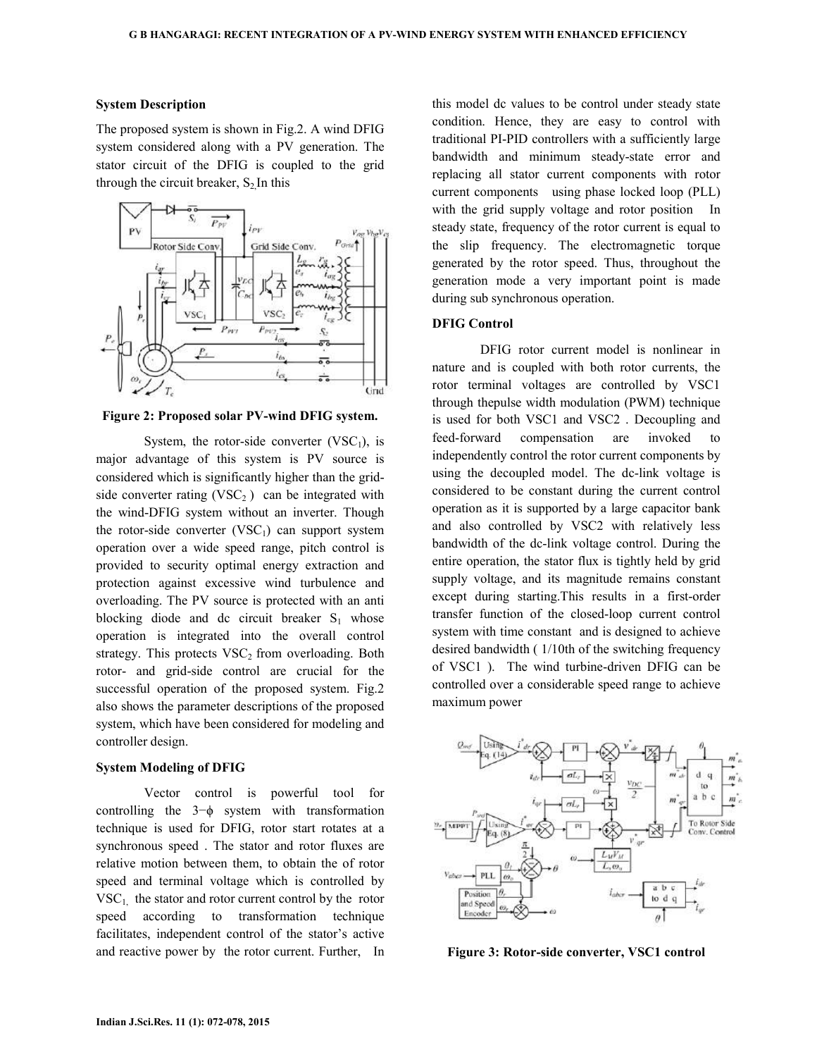### System Description

The proposed system is shown in Fig.2. A wind DFIG system considered along with a PV generation. The stator circuit of the DFIG is coupled to the grid through the circuit breaker, $S_2$ In this

**Figure 2: Proposed solar PV-wind DFIG system.**

System, the rotor-side converter ($VSC_1$), is major advantage of this system is PV source is considered which is significantly higher than the grid-side converter rating ($VSC_2$ ) can be integrated with the wind-DFIG system without an inverter. Though the rotor-side converter ($VSC_1$) can support system operation over a wide speed range, pitch control is provided to security optimal energy extraction and protection against excessive wind turbulence and overloading. The PV source is protected with an anti blocking diode and dc circuit breaker $S_1$ whose operation is integrated into the overall control strategy. This protects $VSC_2$ from overloading. Both rotor- and grid-side control are crucial for the successful operation of the proposed system. Fig.2 also shows the parameter descriptions of the proposed system, which have been considered for modeling and controller design.

### System Modeling of DFIG

Vector control is powerful tool for controlling the 3−ϕ system with transformation technique is used for DFIG, rotor start rotates at a synchronous speed . The stator and rotor fluxes are relative motion between them, to obtain the of rotor speed and terminal voltage which is controlled by $VSC_1$, the stator and rotor current control by the rotor speed according to transformation technique facilitates, independent control of the stator's active and reactive power by the rotor current. Further, In this model dc values to be control under steady state condition. Hence, they are easy to control with traditional PI-PID controllers with a sufficiently large bandwidth and minimum steady-state error and replacing all stator current components with rotor current components using phase locked loop (PLL) with the grid supply voltage and rotor position In steady state, frequency of the rotor current is equal to the slip frequency. The electromagnetic torque generated by the rotor speed. Thus, throughout the generation mode a very important point is made during sub synchronous operation.

### DFIG Control

DFIG rotor current model is nonlinear in nature and is coupled with both rotor currents, the rotor terminal voltages are controlled by VSC1 through thepulse width modulation (PWM) technique is used for both VSC1 and VSC2 . Decoupling and feed-forward compensation are invoked to independently control the rotor current components by using the decoupled model. The dc-link voltage is considered to be constant during the current control operation as it is supported by a large capacitor bank and also controlled by VSC2 with relatively less bandwidth of the dc-link voltage control. During the entire operation, the stator flux is tightly held by grid supply voltage, and its magnitude remains constant except during starting.This results in a first-order transfer function of the closed-loop current control system with time constant and is designed to achieve desired bandwidth ( 1/10th of the switching frequency of VSC1 ). The wind turbine-driven DFIG can be controlled over a considerable speed range to achieve maximum power

**Figure 3: Rotor-side converter, VSC1 control**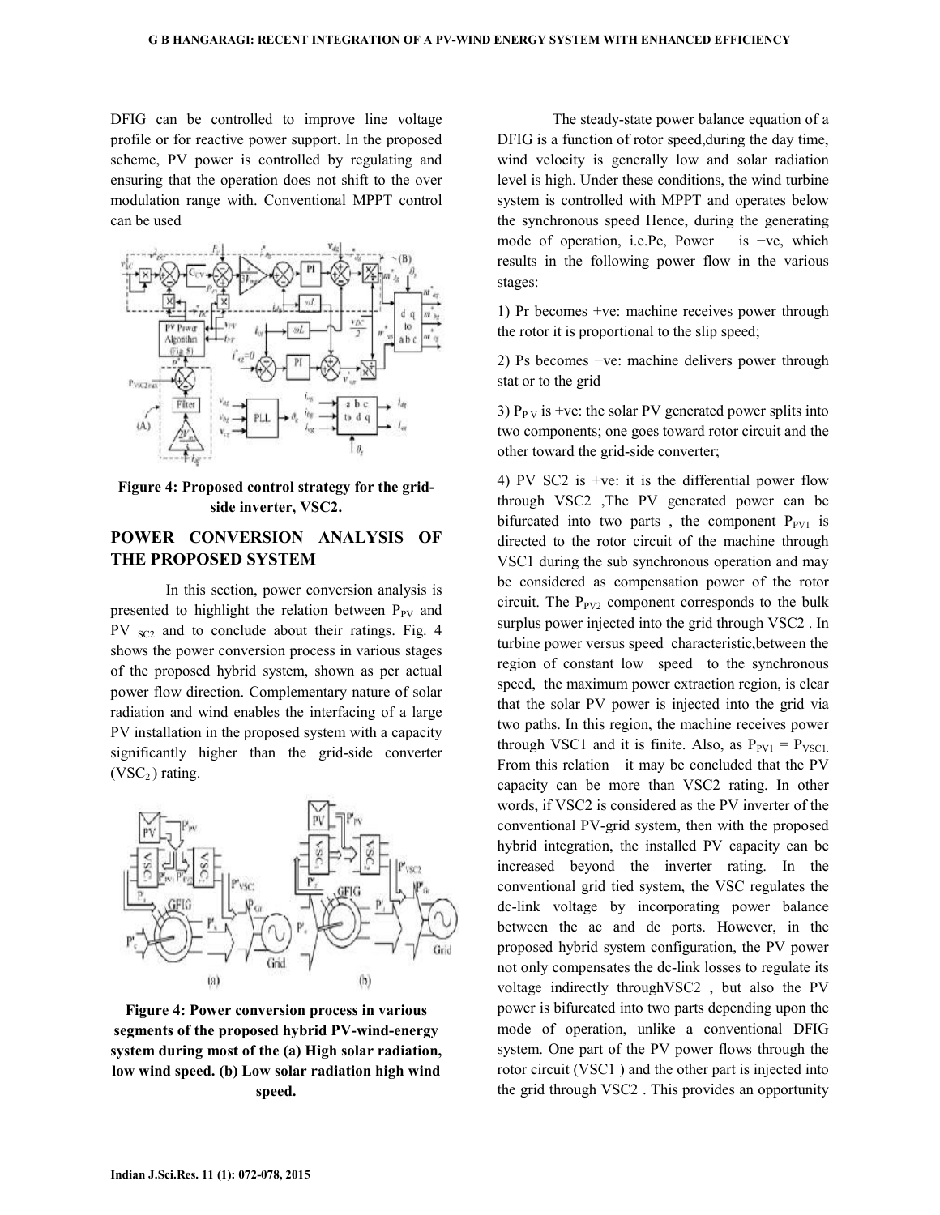DFIG can be controlled to improve line voltage profile or for reactive power support. In the proposed scheme, PV power is controlled by regulating and ensuring that the operation does not shift to the over modulation range with. Conventional MPPT control can be used

**Figure 4: Proposed control strategy for the grid-side inverter, VSC2.**

## POWER CONVERSION ANALYSIS OF THE PROPOSED SYSTEM

In this section, power conversion analysis is presented to highlight the relation between $P_{PV}$ and PV $_{SC2}$ and to conclude about their ratings. Fig. 4 shows the power conversion process in various stages of the proposed hybrid system, shown as per actual power flow direction. Complementary nature of solar radiation and wind enables the interfacing of a large PV installation in the proposed system with a capacity significantly higher than the grid-side converter ($VSC_2$) rating.

**Figure 4: Power conversion process in various segments of the proposed hybrid PV-wind-energy system during most of the (a) High solar radiation, low wind speed. (b) Low solar radiation high wind speed.**

The steady-state power balance equation of a DFIG is a function of rotor speed,during the day time, wind velocity is generally low and solar radiation level is high. Under these conditions, the wind turbine system is controlled with MPPT and operates below the synchronous speed Hence, during the generating mode of operation, i.e.Pe, Power is −ve, which results in the following power flow in the various stages:

1) Pr becomes +ve: machine receives power through the rotor it is proportional to the slip speed;

2) Ps becomes −ve: machine delivers power through stat or to the grid

3) $P_{PV}$ is +ve: the solar PV generated power splits into two components; one goes toward rotor circuit and the other toward the grid-side converter;

4) PV SC2 is +ve: it is the differential power flow through VSC2 ,The PV generated power can be bifurcated into two parts , the component $P_{PV1}$ is directed to the rotor circuit of the machine through VSC1 during the sub synchronous operation and may be considered as compensation power of the rotor circuit. The $P_{PV2}$ component corresponds to the bulk surplus power injected into the grid through VSC2 . In turbine power versus speed characteristic,between the region of constant low speed to the synchronous speed, the maximum power extraction region, is clear that the solar PV power is injected into the grid via two paths. In this region, the machine receives power through VSC1 and it is finite. Also, as $P_{PV1} = P_{VSC1.}$ From this relation it may be concluded that the PV capacity can be more than VSC2 rating. In other words, if VSC2 is considered as the PV inverter of the conventional PV-grid system, then with the proposed hybrid integration, the installed PV capacity can be increased beyond the inverter rating. In the conventional grid tied system, the VSC regulates the dc-link voltage by incorporating power balance between the ac and dc ports. However, in the proposed hybrid system configuration, the PV power not only compensates the dc-link losses to regulate its voltage indirectly throughVSC2 , but also the PV power is bifurcated into two parts depending upon the mode of operation, unlike a conventional DFIG system. One part of the PV power flows through the rotor circuit (VSC1 ) and the other part is injected into the grid through VSC2 . This provides an opportunity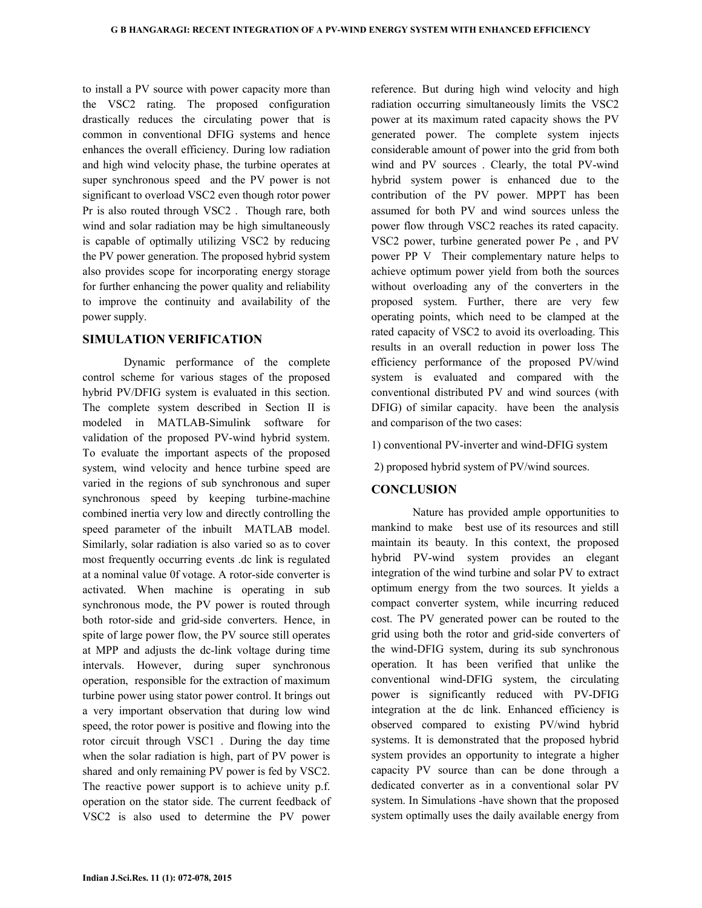to install a PV source with power capacity more than the VSC2 rating. The proposed configuration drastically reduces the circulating power that is common in conventional DFIG systems and hence enhances the overall efficiency. During low radiation and high wind velocity phase, the turbine operates at super synchronous speed and the PV power is not significant to overload VSC2 even though rotor power Pr is also routed through VSC2 . Though rare, both wind and solar radiation may be high simultaneously is capable of optimally utilizing VSC2 by reducing the PV power generation. The proposed hybrid system also provides scope for incorporating energy storage for further enhancing the power quality and reliability to improve the continuity and availability of the power supply.

## SIMULATION VERIFICATION

Dynamic performance of the complete control scheme for various stages of the proposed hybrid PV/DFIG system is evaluated in this section. The complete system described in Section II is modeled in MATLAB-Simulink software for validation of the proposed PV-wind hybrid system. To evaluate the important aspects of the proposed system, wind velocity and hence turbine speed are varied in the regions of sub synchronous and super synchronous speed by keeping turbine-machine combined inertia very low and directly controlling the speed parameter of the inbuilt MATLAB model. Similarly, solar radiation is also varied so as to cover most frequently occurring events .dc link is regulated at a nominal value 0f votage. A rotor-side converter is activated. When machine is operating in sub synchronous mode, the PV power is routed through both rotor-side and grid-side converters. Hence, in spite of large power flow, the PV source still operates at MPP and adjusts the dc-link voltage during time intervals. However, during super synchronous operation, responsible for the extraction of maximum turbine power using stator power control. It brings out a very important observation that during low wind speed, the rotor power is positive and flowing into the rotor circuit through VSC1 . During the day time when the solar radiation is high, part of PV power is shared and only remaining PV power is fed by VSC2. The reactive power support is to achieve unity p.f. operation on the stator side. The current feedback of VSC2 is also used to determine the PV power reference. But during high wind velocity and high radiation occurring simultaneously limits the VSC2 power at its maximum rated capacity shows the PV generated power. The complete system injects considerable amount of power into the grid from both wind and PV sources . Clearly, the total PV-wind hybrid system power is enhanced due to the contribution of the PV power. MPPT has been assumed for both PV and wind sources unless the power flow through VSC2 reaches its rated capacity. VSC2 power, turbine generated power Pe , and PV power PP V Their complementary nature helps to achieve optimum power yield from both the sources without overloading any of the converters in the proposed system. Further, there are very few operating points, which need to be clamped at the rated capacity of VSC2 to avoid its overloading. This results in an overall reduction in power loss The efficiency performance of the proposed PV/wind system is evaluated and compared with the conventional distributed PV and wind sources (with DFIG) of similar capacity. have been the analysis and comparison of the two cases:

1) conventional PV-inverter and wind-DFIG system

2) proposed hybrid system of PV/wind sources.

## CONCLUSION

Nature has provided ample opportunities to mankind to make best use of its resources and still maintain its beauty. In this context, the proposed hybrid PV-wind system provides an elegant integration of the wind turbine and solar PV to extract optimum energy from the two sources. It yields a compact converter system, while incurring reduced cost. The PV generated power can be routed to the grid using both the rotor and grid-side converters of the wind-DFIG system, during its sub synchronous operation. It has been verified that unlike the conventional wind-DFIG system, the circulating power is significantly reduced with PV-DFIG integration at the dc link. Enhanced efficiency is observed compared to existing PV/wind hybrid systems. It is demonstrated that the proposed hybrid system provides an opportunity to integrate a higher capacity PV source than can be done through a dedicated converter as in a conventional solar PV system. In Simulations -have shown that the proposed system optimally uses the daily available energy from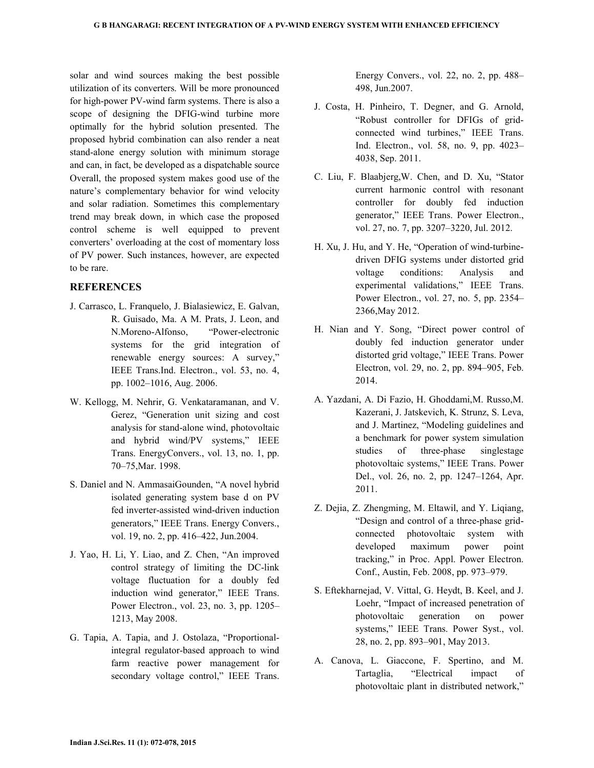solar and wind sources making the best possible utilization of its converters. Will be more pronounced for high-power PV-wind farm systems. There is also a scope of designing the DFIG-wind turbine more optimally for the hybrid solution presented. The proposed hybrid combination can also render a neat stand-alone energy solution with minimum storage and can, in fact, be developed as a dispatchable source Overall, the proposed system makes good use of the nature's complementary behavior for wind velocity and solar radiation. Sometimes this complementary trend may break down, in which case the proposed control scheme is well equipped to prevent converters' overloading at the cost of momentary loss of PV power. Such instances, however, are expected to be rare.

## REFERENCES

J. Carrasco, L. Franquelo, J. Bialasiewicz, E. Galvan, R. Guisado, Ma. A M. Prats, J. Leon, and N.Moreno-Alfonso, "Power-electronic systems for the grid integration of renewable energy sources: A survey," IEEE Trans.Ind. Electron., vol. 53, no. 4, pp. 1002–1016, Aug. 2006.

W. Kellogg, M. Nehrir, G. Venkataramanan, and V. Gerez, "Generation unit sizing and cost analysis for stand-alone wind, photovoltaic and hybrid wind/PV systems," IEEE Trans. EnergyConvers., vol. 13, no. 1, pp. 70–75,Mar. 1998.

S. Daniel and N. AmmasaiGounden, "A novel hybrid isolated generating system base d on PV fed inverter-assisted wind-driven induction generators," IEEE Trans. Energy Convers., vol. 19, no. 2, pp. 416–422, Jun.2004.

J. Yao, H. Li, Y. Liao, and Z. Chen, "An improved control strategy of limiting the DC-link voltage fluctuation for a doubly fed induction wind generator," IEEE Trans. Power Electron., vol. 23, no. 3, pp. 1205–1213, May 2008.

G. Tapia, A. Tapia, and J. Ostolaza, "Proportional-integral regulator-based approach to wind farm reactive power management for secondary voltage control," IEEE Trans. Energy Convers., vol. 22, no. 2, pp. 488–498, Jun.2007.

J. Costa, H. Pinheiro, T. Degner, and G. Arnold, "Robust controller for DFIGs of grid-connected wind turbines," IEEE Trans. Ind. Electron., vol. 58, no. 9, pp. 4023–4038, Sep. 2011.

C. Liu, F. Blaabjerg,W. Chen, and D. Xu, "Stator current harmonic control with resonant controller for doubly fed induction generator," IEEE Trans. Power Electron., vol. 27, no. 7, pp. 3207–3220, Jul. 2012.

H. Xu, J. Hu, and Y. He, "Operation of wind-turbine-driven DFIG systems under distorted grid voltage conditions: Analysis and experimental validations," IEEE Trans. Power Electron., vol. 27, no. 5, pp. 2354–2366,May 2012.

H. Nian and Y. Song, "Direct power control of doubly fed induction generator under distorted grid voltage," IEEE Trans. Power Electron, vol. 29, no. 2, pp. 894–905, Feb. 2014.

A. Yazdani, A. Di Fazio, H. Ghoddami,M. Russo,M. Kazerani, J. Jatskevich, K. Strunz, S. Leva, and J. Martinez, "Modeling guidelines and a benchmark for power system simulation studies of three-phase singlestage photovoltaic systems," IEEE Trans. Power Del., vol. 26, no. 2, pp. 1247–1264, Apr. 2011.

Z. Dejia, Z. Zhengming, M. Eltawil, and Y. Liqiang, "Design and control of a three-phase grid-connected photovoltaic system with developed maximum power point tracking," in Proc. Appl. Power Electron. Conf., Austin, Feb. 2008, pp. 973–979.

S. Eftekharnejad, V. Vittal, G. Heydt, B. Keel, and J. Loehr, "Impact of increased penetration of photovoltaic generation on power systems," IEEE Trans. Power Syst., vol. 28, no. 2, pp. 893–901, May 2013.

A. Canova, L. Giaccone, F. Spertino, and M. Tartaglia, "Electrical impact of photovoltaic plant in distributed network,"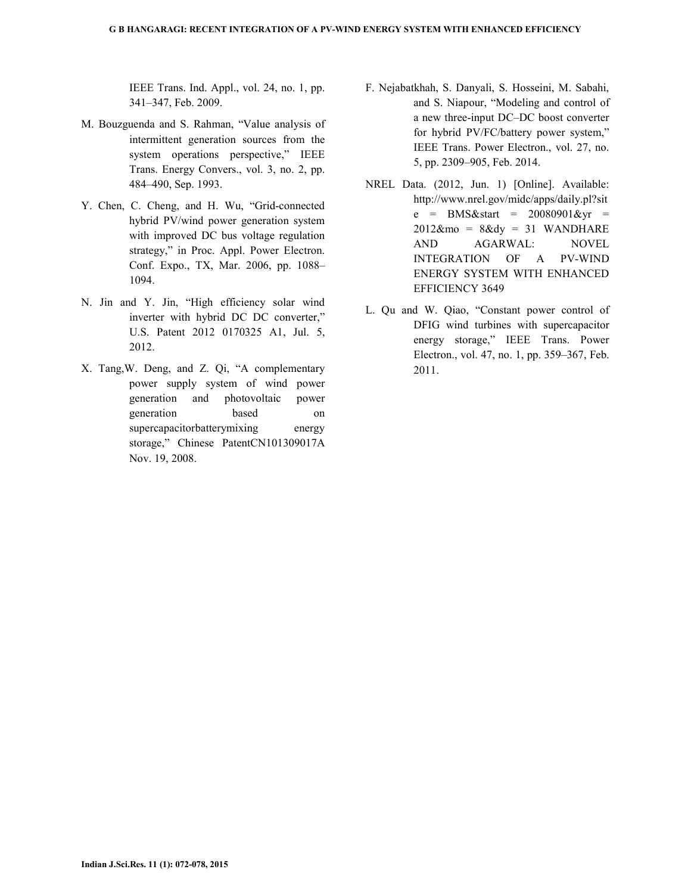IEEE Trans. Ind. Appl., vol. 24, no. 1, pp. 341–347, Feb. 2009.

M. Bouzguenda and S. Rahman, "Value analysis of intermittent generation sources from the system operations perspective," IEEE Trans. Energy Convers., vol. 3, no. 2, pp. 484–490, Sep. 1993.

Y. Chen, C. Cheng, and H. Wu, "Grid-connected hybrid PV/wind power generation system with improved DC bus voltage regulation strategy," in Proc. Appl. Power Electron. Conf. Expo., TX, Mar. 2006, pp. 1088–1094.

N. Jin and Y. Jin, "High efficiency solar wind inverter with hybrid DC DC converter," U.S. Patent 2012 0170325 A1, Jul. 5, 2012.

X. Tang,W. Deng, and Z. Qi, "A complementary power supply system of wind power generation and photovoltaic power generation based on supercapacitorbatterymixing energy storage," Chinese PatentCN101309017A Nov. 19, 2008.

F. Nejabatkhah, S. Danyali, S. Hosseini, M. Sabahi, and S. Niapour, "Modeling and control of a new three-input DC–DC boost converter for hybrid PV/FC/battery power system," IEEE Trans. Power Electron., vol. 27, no. 5, pp. 2309–905, Feb. 2014.

NREL Data. (2012, Jun. 1) [Online]. Available: http://www.nrel.gov/midc/apps/daily.pl?site = BMS&start = 20080901&yr = 2012&mo = 8&dy = 31 WANDHARE AND AGARWAL: NOVEL INTEGRATION OF A PV-WIND ENERGY SYSTEM WITH ENHANCED EFFICIENCY 3649

L. Qu and W. Qiao, "Constant power control of DFIG wind turbines with supercapacitor energy storage," IEEE Trans. Power Electron., vol. 47, no. 1, pp. 359–367, Feb. 2011.